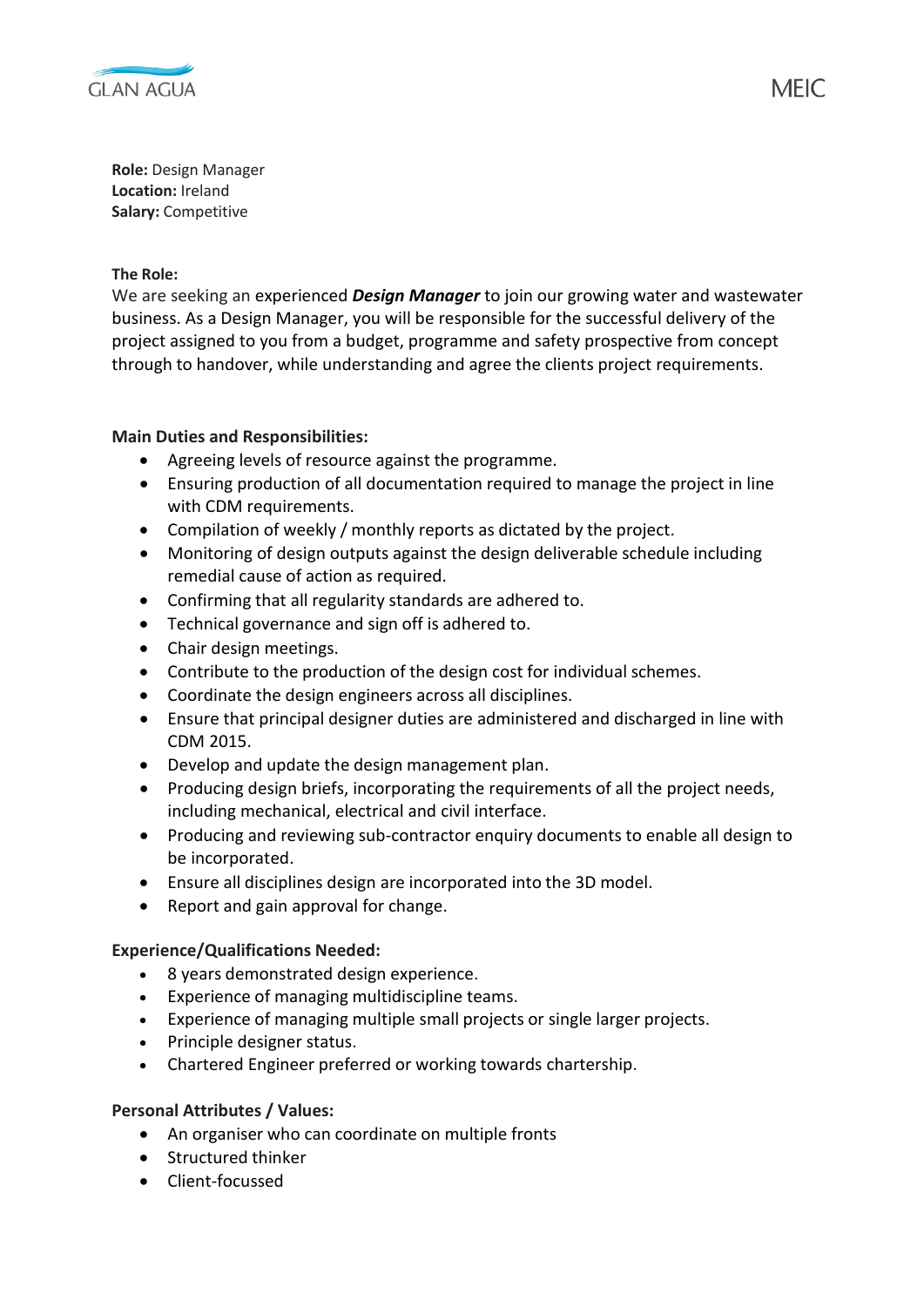GLAN AGUA

MEIC

**Role:** Design Manager
**Location:** Ireland
**Salary:** Competitive

**The Role:**
We are seeking an experienced ***Design Manager*** to join our growing water and wastewater business. As a Design Manager, you will be responsible for the successful delivery of the project assigned to you from a budget, programme and safety prospective from concept through to handover, while understanding and agree the clients project requirements.

**Main Duties and Responsibilities:**

- Agreeing levels of resource against the programme.
- Ensuring production of all documentation required to manage the project in line with CDM requirements.
- Compilation of weekly / monthly reports as dictated by the project.
- Monitoring of design outputs against the design deliverable schedule including remedial cause of action as required.
- Confirming that all regularity standards are adhered to.
- Technical governance and sign off is adhered to.
- Chair design meetings.
- Contribute to the production of the design cost for individual schemes.
- Coordinate the design engineers across all disciplines.
- Ensure that principal designer duties are administered and discharged in line with CDM 2015.
- Develop and update the design management plan.
- Producing design briefs, incorporating the requirements of all the project needs, including mechanical, electrical and civil interface.
- Producing and reviewing sub-contractor enquiry documents to enable all design to be incorporated.
- Ensure all disciplines design are incorporated into the 3D model.
- Report and gain approval for change.

**Experience/Qualifications Needed:**

- 8 years demonstrated design experience.
- Experience of managing multidiscipline teams.
- Experience of managing multiple small projects or single larger projects.
- Principle designer status.
- Chartered Engineer preferred or working towards chartership.

**Personal Attributes / Values:**

- An organiser who can coordinate on multiple fronts
- Structured thinker
- Client-focussed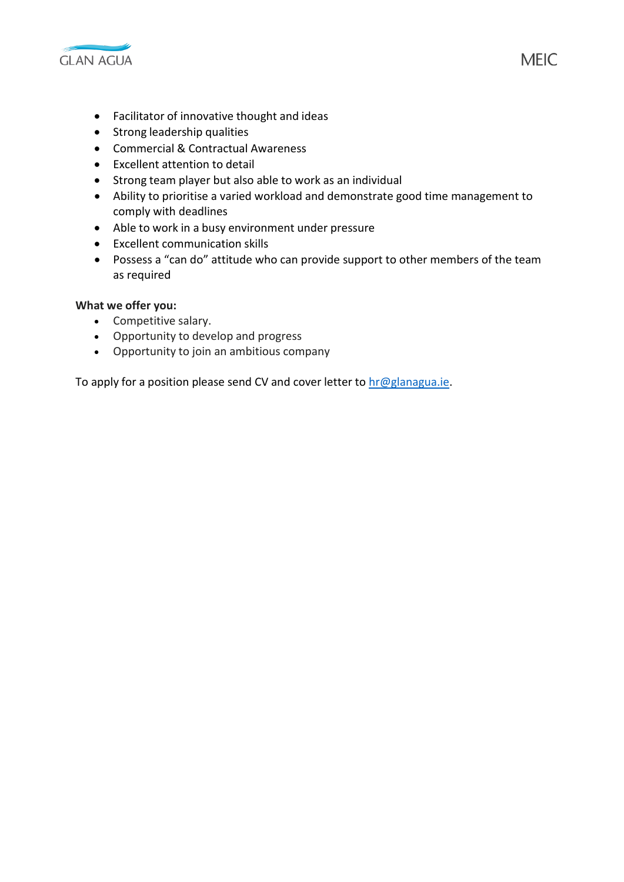- Facilitator of innovative thought and ideas
- Strong leadership qualities
- Commercial & Contractual Awareness
- Excellent attention to detail
- Strong team player but also able to work as an individual
- Ability to prioritise a varied workload and demonstrate good time management to comply with deadlines
- Able to work in a busy environment under pressure
- Excellent communication skills
- Possess a "can do" attitude who can provide support to other members of the team as required

**What we offer you:**

- Competitive salary.
- Opportunity to develop and progress
- Opportunity to join an ambitious company

To apply for a position please send CV and cover letter to hr@glanagua.ie.